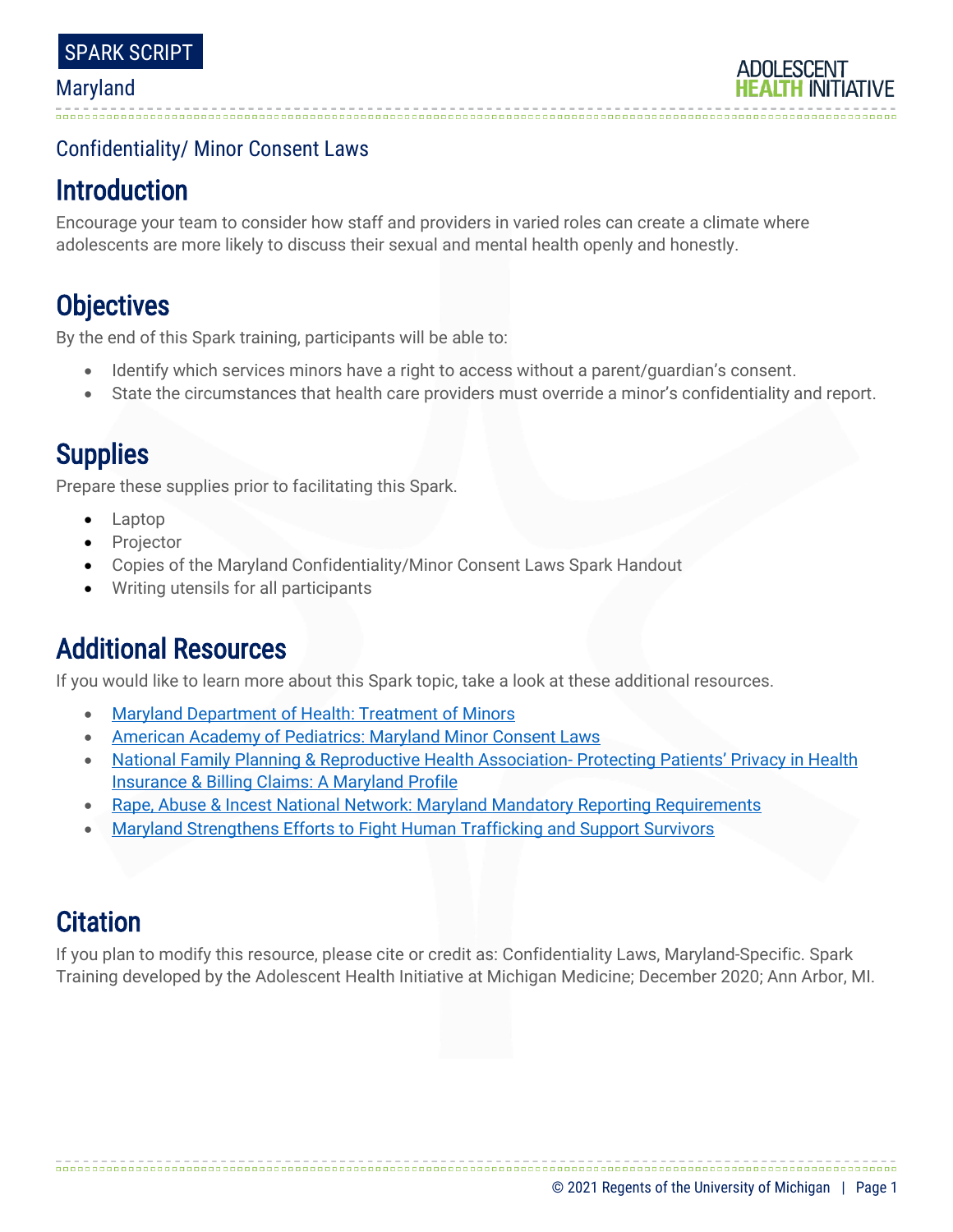SPARK SCRIPT

Maryland

## Confidentiality/ Minor Consent Laws

# Introduction

Encourage your team to consider how staff and providers in varied roles can create a climate where adolescents are more likely to discuss their sexual and mental health openly and honestly.

# Objectives

By the end of this Spark training, participants will be able to:

- Identify which services minors have a right to access without a parent/guardian's consent.
- State the circumstances that health care providers must override a minor's confidentiality and report.

# Supplies

Prepare these supplies prior to facilitating this Spark.

- Laptop
- Projector
- Copies of the Maryland Confidentiality/Minor Consent Laws Spark Handout
- Writing utensils for all participants

# Additional Resources

If you would like to learn more about this Spark topic, take a look at these additional resources.

- Maryland Department of Health: Treatment of Minors
- American Academy of Pediatrics: Maryland Minor Consent Laws
- National Family Planning & Reproductive Health Association- Protecting Patients' Privacy in Health Insurance & Billing Claims: A Maryland Profile
- Rape, Abuse & Incest National Network: Maryland Mandatory Reporting Requirements
- Maryland Strengthens Efforts to Fight Human Trafficking and Support Survivors

# Citation

If you plan to modify this resource, please cite or credit as: Confidentiality Laws, Maryland-Specific. Spark Training developed by the Adolescent Health Initiative at Michigan Medicine; December 2020; Ann Arbor, MI.

© 2021 Regents of the University of Michigan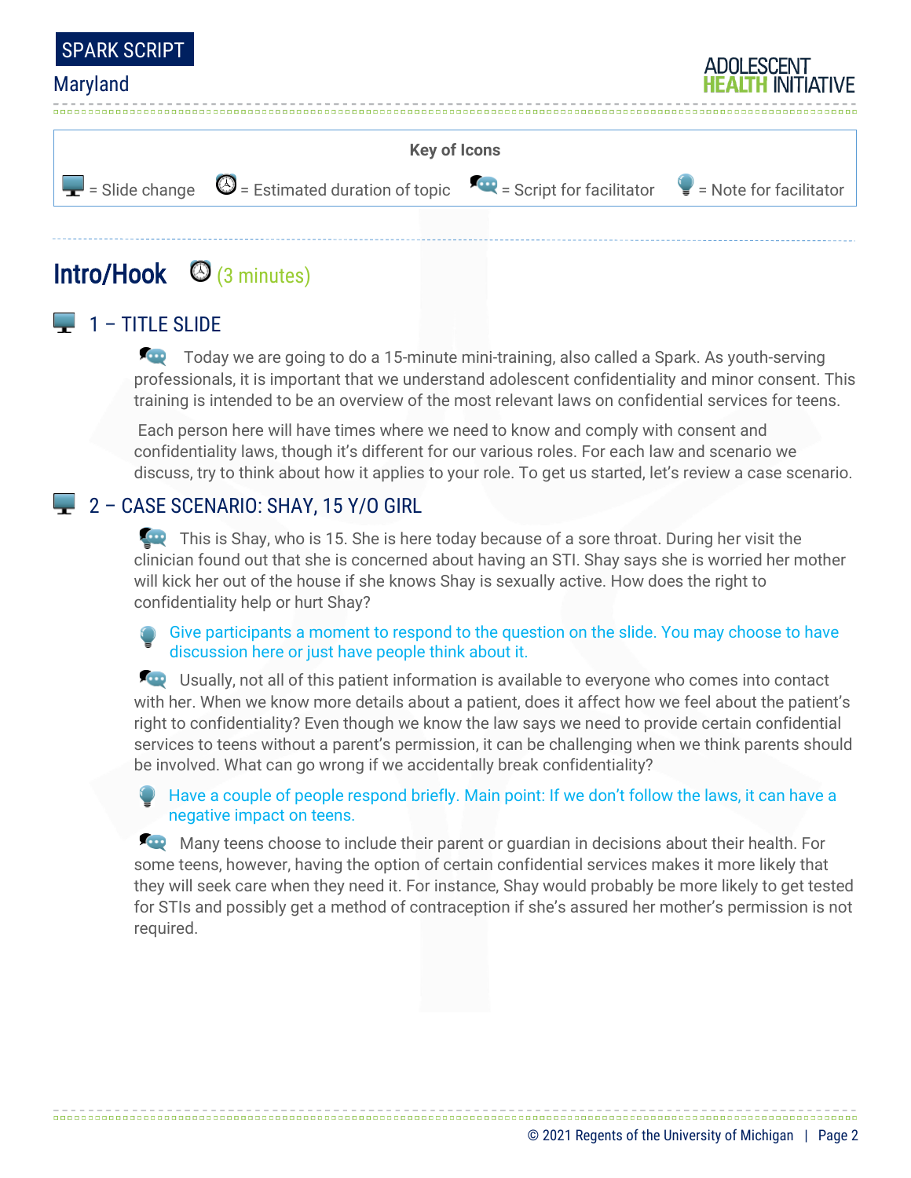SPARK SCRIPT

Maryland

ADOLESCENT HEALTH INITIATIVE

**Key of Icons**

= Slide change = Estimated duration of topic = Script for facilitator = Note for facilitator

## Intro/Hook (3 minutes)

### 1 – TITLE SLIDE

Today we are going to do a 15-minute mini-training, also called a Spark. As youth-serving professionals, it is important that we understand adolescent confidentiality and minor consent. This training is intended to be an overview of the most relevant laws on confidential services for teens.

Each person here will have times where we need to know and comply with consent and confidentiality laws, though it's different for our various roles. For each law and scenario we discuss, try to think about how it applies to your role. To get us started, let's review a case scenario.

### 2 – CASE SCENARIO: SHAY, 15 Y/O GIRL

This is Shay, who is 15. She is here today because of a sore throat. During her visit the clinician found out that she is concerned about having an STI. Shay says she is worried her mother will kick her out of the house if she knows Shay is sexually active. How does the right to confidentiality help or hurt Shay?

Give participants a moment to respond to the question on the slide. You may choose to have discussion here or just have people think about it.

Usually, not all of this patient information is available to everyone who comes into contact with her. When we know more details about a patient, does it affect how we feel about the patient's right to confidentiality? Even though we know the law says we need to provide certain confidential services to teens without a parent's permission, it can be challenging when we think parents should be involved. What can go wrong if we accidentally break confidentiality?

Have a couple of people respond briefly. Main point: If we don't follow the laws, it can have a negative impact on teens.

Many teens choose to include their parent or guardian in decisions about their health. For some teens, however, having the option of certain confidential services makes it more likely that they will seek care when they need it. For instance, Shay would probably be more likely to get tested for STIs and possibly get a method of contraception if she's assured her mother's permission is not required.

© 2021 Regents of the University of Michigan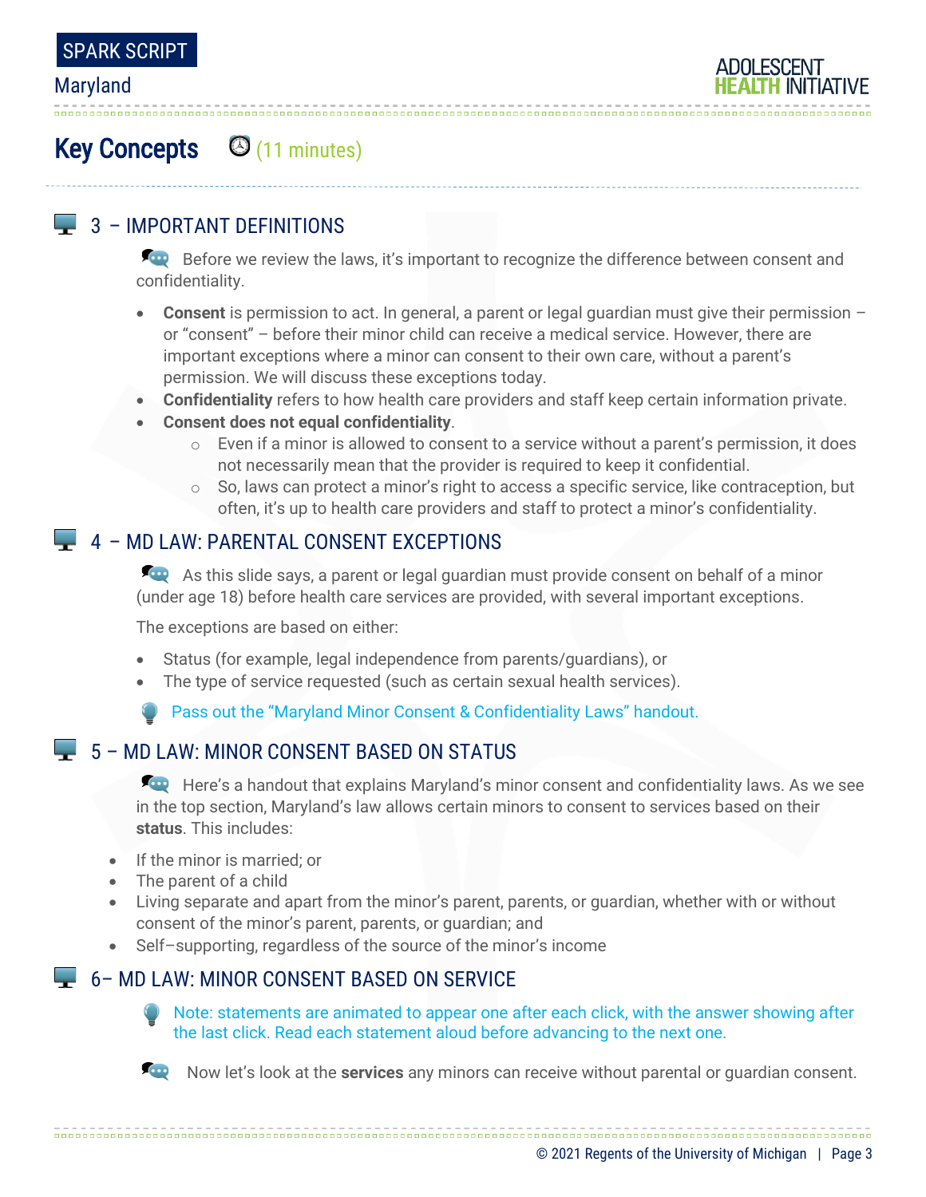## Key Concepts (11 minutes)

### 3 – IMPORTANT DEFINITIONS

Before we review the laws, it's important to recognize the difference between consent and confidentiality.

- **Consent** is permission to act. In general, a parent or legal guardian must give their permission – or "consent" – before their minor child can receive a medical service. However, there are important exceptions where a minor can consent to their own care, without a parent's permission. We will discuss these exceptions today.
- **Confidentiality** refers to how health care providers and staff keep certain information private.
- **Consent does not equal confidentiality**.
  - Even if a minor is allowed to consent to a service without a parent's permission, it does not necessarily mean that the provider is required to keep it confidential.
  - So, laws can protect a minor's right to access a specific service, like contraception, but often, it's up to health care providers and staff to protect a minor's confidentiality.

### 4 – MD LAW: PARENTAL CONSENT EXCEPTIONS

As this slide says, a parent or legal guardian must provide consent on behalf of a minor (under age 18) before health care services are provided, with several important exceptions.

The exceptions are based on either:

- Status (for example, legal independence from parents/guardians), or
- The type of service requested (such as certain sexual health services).

Pass out the "Maryland Minor Consent & Confidentiality Laws" handout.

### 5 – MD LAW: MINOR CONSENT BASED ON STATUS

Here's a handout that explains Maryland's minor consent and confidentiality laws. As we see in the top section, Maryland's law allows certain minors to consent to services based on their **status**. This includes:

- If the minor is married; or
- The parent of a child
- Living separate and apart from the minor's parent, parents, or guardian, whether with or without consent of the minor's parent, parents, or guardian; and
- Self–supporting, regardless of the source of the minor's income

### 6– MD LAW: MINOR CONSENT BASED ON SERVICE

Note: statements are animated to appear one after each click, with the answer showing after the last click. Read each statement aloud before advancing to the next one.

Now let's look at the **services** any minors can receive without parental or guardian consent.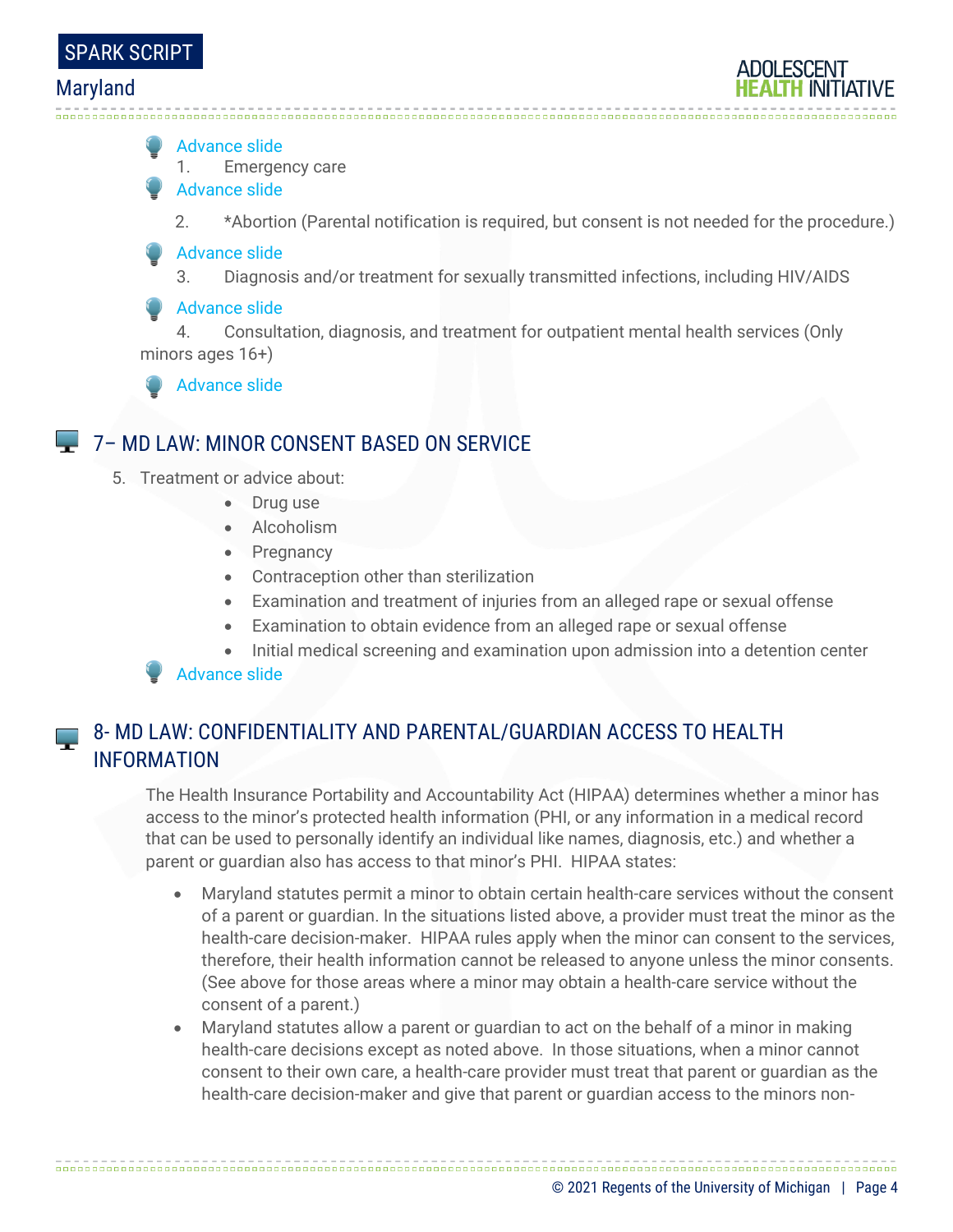Advance slide

1. Emergency care

Advance slide

2. *Abortion (Parental notification is required, but consent is not needed for the procedure.)

Advance slide

3. Diagnosis and/or treatment for sexually transmitted infections, including HIV/AIDS

Advance slide

4. Consultation, diagnosis, and treatment for outpatient mental health services (Only minors ages 16+)

Advance slide

## 7– MD LAW: MINOR CONSENT BASED ON SERVICE

5. Treatment or advice about:
   - Drug use
   - Alcoholism
   - Pregnancy
   - Contraception other than sterilization
   - Examination and treatment of injuries from an alleged rape or sexual offense
   - Examination to obtain evidence from an alleged rape or sexual offense
   - Initial medical screening and examination upon admission into a detention center

Advance slide

## 8- MD LAW: CONFIDENTIALITY AND PARENTAL/GUARDIAN ACCESS TO HEALTH INFORMATION

The Health Insurance Portability and Accountability Act (HIPAA) determines whether a minor has access to the minor's protected health information (PHI, or any information in a medical record that can be used to personally identify an individual like names, diagnosis, etc.) and whether a parent or guardian also has access to that minor's PHI. HIPAA states:

- Maryland statutes permit a minor to obtain certain health-care services without the consent of a parent or guardian. In the situations listed above, a provider must treat the minor as the health-care decision-maker. HIPAA rules apply when the minor can consent to the services, therefore, their health information cannot be released to anyone unless the minor consents. (See above for those areas where a minor may obtain a health-care service without the consent of a parent.)
- Maryland statutes allow a parent or guardian to act on the behalf of a minor in making health-care decisions except as noted above. In those situations, when a minor cannot consent to their own care, a health-care provider must treat that parent or guardian as the health-care decision-maker and give that parent or guardian access to the minors non-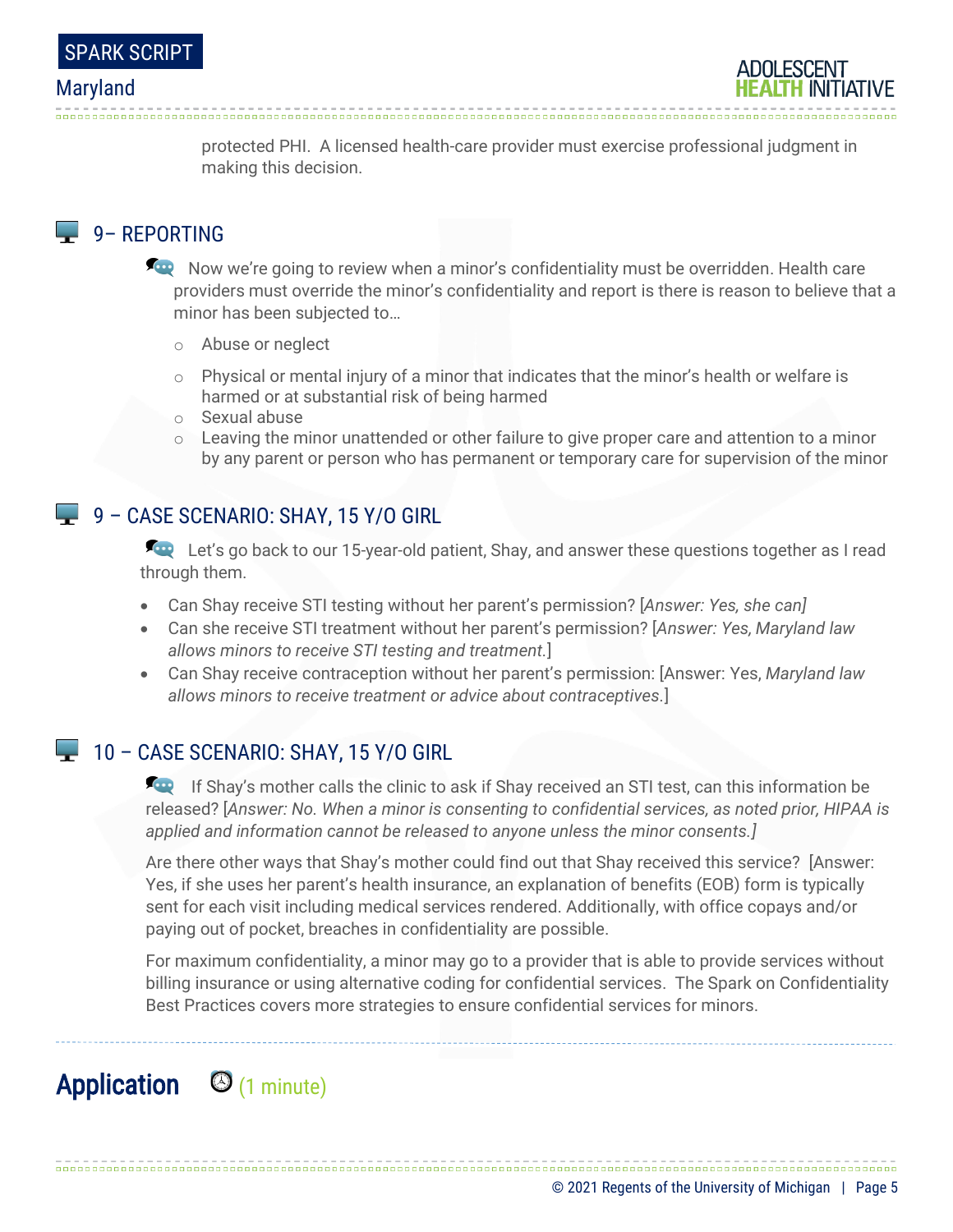protected PHI. A licensed health-care provider must exercise professional judgment in making this decision.

## 9– REPORTING

Now we're going to review when a minor's confidentiality must be overridden. Health care providers must override the minor's confidentiality and report is there is reason to believe that a minor has been subjected to…

- Abuse or neglect
- Physical or mental injury of a minor that indicates that the minor's health or welfare is harmed or at substantial risk of being harmed
- Sexual abuse
- Leaving the minor unattended or other failure to give proper care and attention to a minor by any parent or person who has permanent or temporary care for supervision of the minor

## 9 – CASE SCENARIO: SHAY, 15 Y/O GIRL

Let's go back to our 15-year-old patient, Shay, and answer these questions together as I read through them.

- Can Shay receive STI testing without her parent's permission? [*Answer: Yes, she can*]
- Can she receive STI treatment without her parent's permission? [*Answer: Yes, Maryland law allows minors to receive STI testing and treatment.*]
- Can Shay receive contraception without her parent's permission: [Answer: Yes, *Maryland law allows minors to receive treatment or advice about contraceptives*.]

## 10 – CASE SCENARIO: SHAY, 15 Y/O GIRL

If Shay's mother calls the clinic to ask if Shay received an STI test, can this information be released? [*Answer: No. When a minor is consenting to confidential services, as noted prior, HIPAA is applied and information cannot be released to anyone unless the minor consents.*]

Are there other ways that Shay's mother could find out that Shay received this service? [Answer: Yes, if she uses her parent's health insurance, an explanation of benefits (EOB) form is typically sent for each visit including medical services rendered. Additionally, with office copays and/or paying out of pocket, breaches in confidentiality are possible.

For maximum confidentiality, a minor may go to a provider that is able to provide services without billing insurance or using alternative coding for confidential services. The Spark on Confidentiality Best Practices covers more strategies to ensure confidential services for minors.

# Application (1 minute)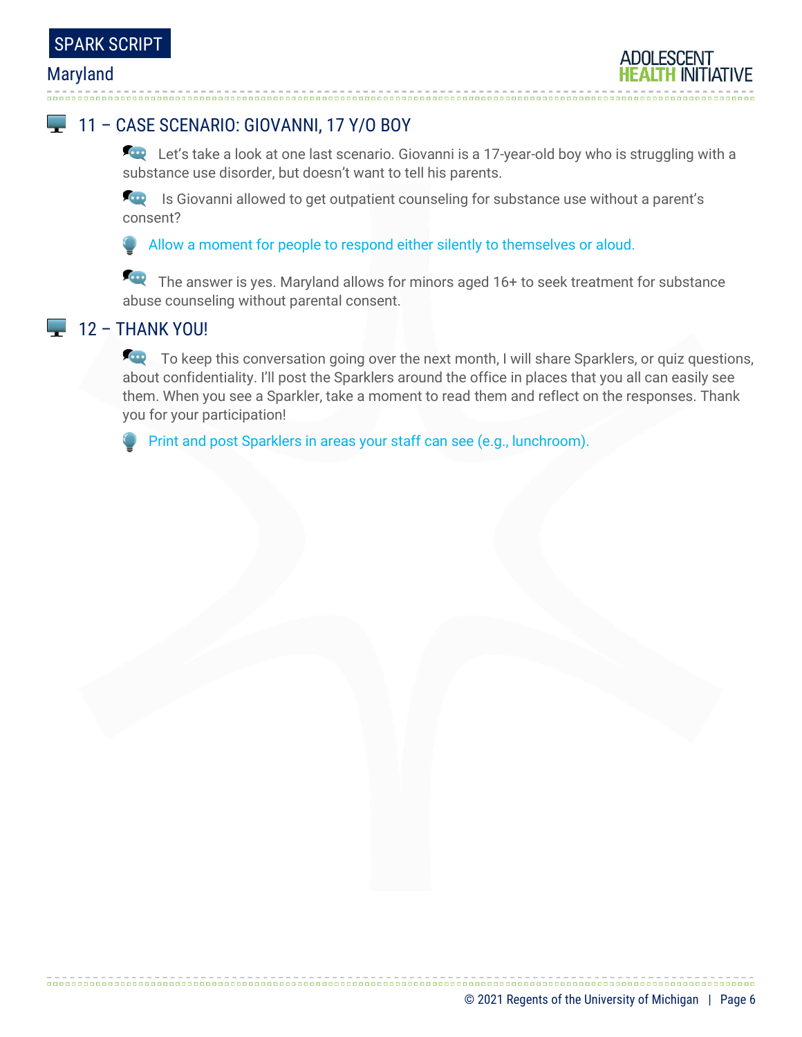## 11 – CASE SCENARIO: GIOVANNI, 17 Y/O BOY

Let's take a look at one last scenario. Giovanni is a 17-year-old boy who is struggling with a substance use disorder, but doesn't want to tell his parents.

Is Giovanni allowed to get outpatient counseling for substance use without a parent's consent?

Allow a moment for people to respond either silently to themselves or aloud.

The answer is yes. Maryland allows for minors aged 16+ to seek treatment for substance abuse counseling without parental consent.

## 12 – THANK YOU!

To keep this conversation going over the next month, I will share Sparklers, or quiz questions, about confidentiality. I'll post the Sparklers around the office in places that you all can easily see them. When you see a Sparkler, take a moment to read them and reflect on the responses. Thank you for your participation!

Print and post Sparklers in areas your staff can see (e.g., lunchroom).